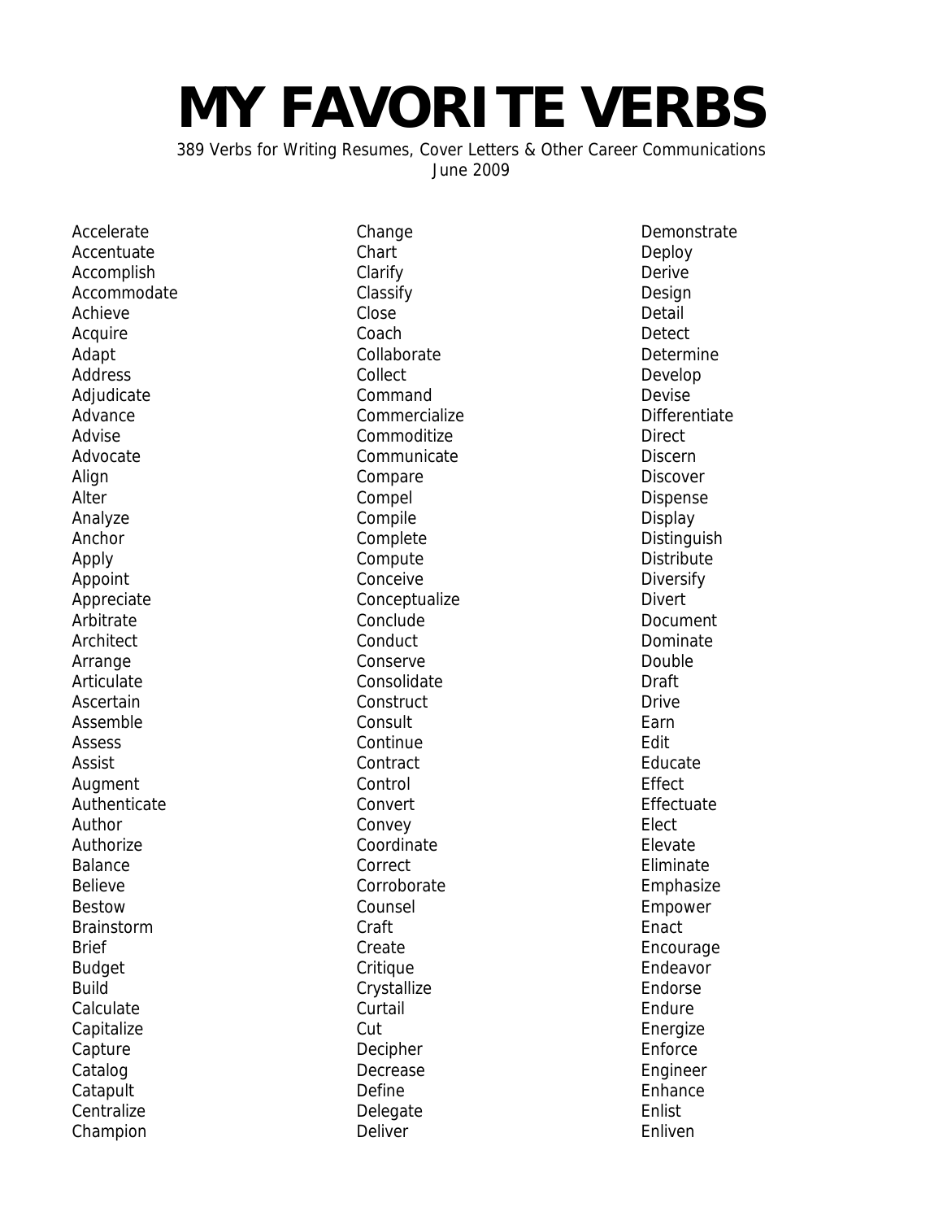# MY FAVORITE VERBS

389 Verbs for Writing Resumes, Cover Letters & Other Career Communications
June 2009

Accelerate
Accentuate
Accomplish
Accommodate
Achieve
Acquire
Adapt
Address
Adjudicate
Advance
Advise
Advocate
Align
Alter
Analyze
Anchor
Apply
Appoint
Appreciate
Arbitrate
Architect
Arrange
Articulate
Ascertain
Assemble
Assess
Assist
Augment
Authenticate
Author
Authorize
Balance
Believe
Bestow
Brainstorm
Brief
Budget
Build
Calculate
Capitalize
Capture
Catalog
Catapult
Centralize
Champion
Change
Chart
Clarify
Classify
Close
Coach
Collaborate
Collect
Command
Commercialize
Commoditize
Communicate
Compare
Compel
Compile
Complete
Compute
Conceive
Conceptualize
Conclude
Conduct
Conserve
Consolidate
Construct
Consult
Continue
Contract
Control
Convert
Convey
Coordinate
Correct
Corroborate
Counsel
Craft
Create
Critique
Crystallize
Curtail
Cut
Decipher
Decrease
Define
Delegate
Deliver
Demonstrate
Deploy
Derive
Design
Detail
Detect
Determine
Develop
Devise
Differentiate
Direct
Discern
Discover
Dispense
Display
Distinguish
Distribute
Diversify
Divert
Document
Dominate
Double
Draft
Drive
Earn
Edit
Educate
Effect
Effectuate
Elect
Elevate
Eliminate
Emphasize
Empower
Enact
Encourage
Endeavor
Endorse
Endure
Energize
Enforce
Engineer
Enhance
Enlist
Enliven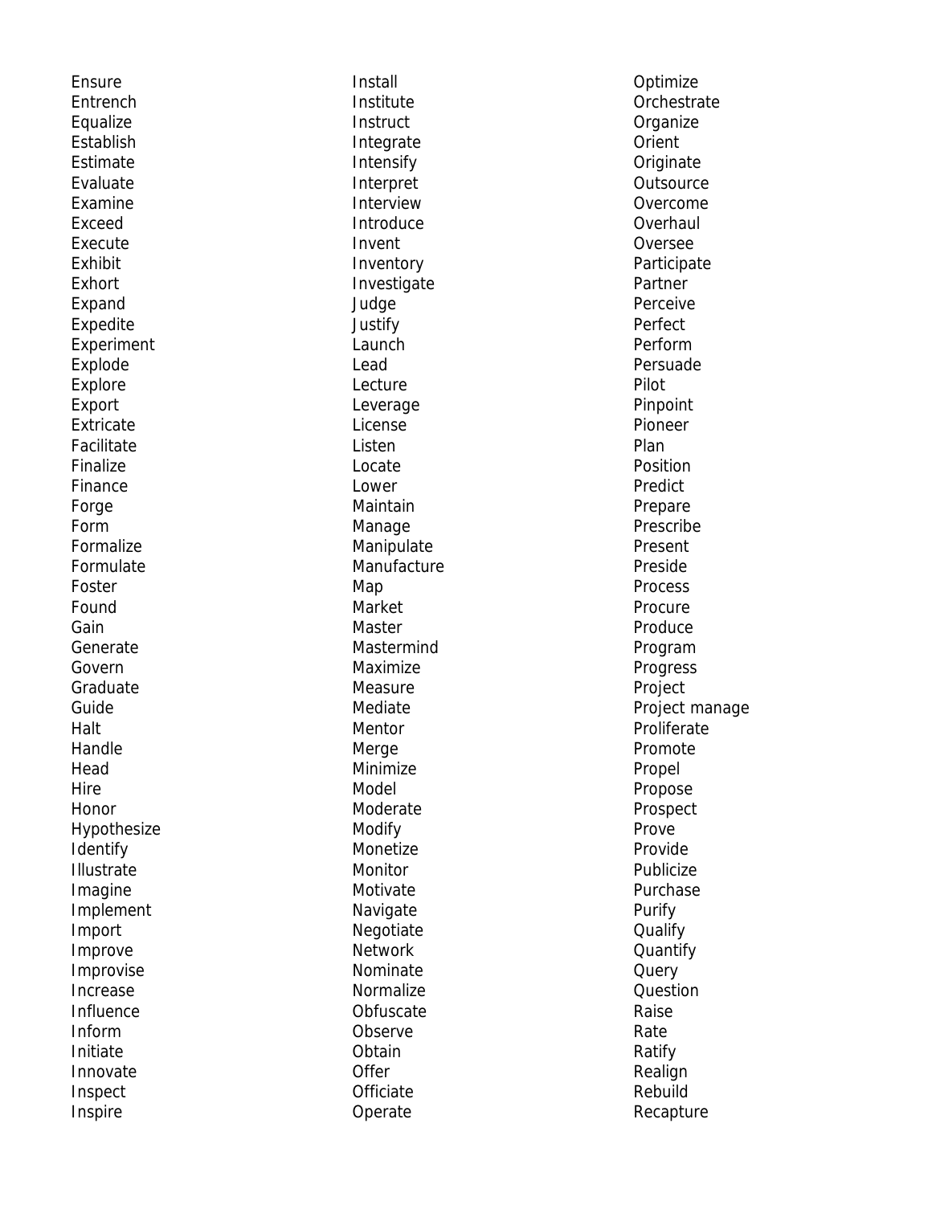Ensure
Entrench
Equalize
Establish
Estimate
Evaluate
Examine
Exceed
Execute
Exhibit
Exhort
Expand
Expedite
Experiment
Explode
Explore
Export
Extricate
Facilitate
Finalize
Finance
Forge
Form
Formalize
Formulate
Foster
Found
Gain
Generate
Govern
Graduate
Guide
Halt
Handle
Head
Hire
Honor
Hypothesize
Identify
Illustrate
Imagine
Implement
Import
Improve
Improvise
Increase
Influence
Inform
Initiate
Innovate
Inspect
Inspire
Install
Institute
Instruct
Integrate
Intensify
Interpret
Interview
Introduce
Invent
Inventory
Investigate
Judge
Justify
Launch
Lead
Lecture
Leverage
License
Listen
Locate
Lower
Maintain
Manage
Manipulate
Manufacture
Map
Market
Master
Mastermind
Maximize
Measure
Mediate
Mentor
Merge
Minimize
Model
Moderate
Modify
Monetize
Monitor
Motivate
Navigate
Negotiate
Network
Nominate
Normalize
Obfuscate
Observe
Obtain
Offer
Officiate
Operate
Optimize
Orchestrate
Organize
Orient
Originate
Outsource
Overcome
Overhaul
Oversee
Participate
Partner
Perceive
Perfect
Perform
Persuade
Pilot
Pinpoint
Pioneer
Plan
Position
Predict
Prepare
Prescribe
Present
Preside
Process
Procure
Produce
Program
Progress
Project
Project manage
Proliferate
Promote
Propel
Propose
Prospect
Prove
Provide
Publicize
Purchase
Purify
Qualify
Quantify
Query
Question
Raise
Rate
Ratify
Realign
Rebuild
Recapture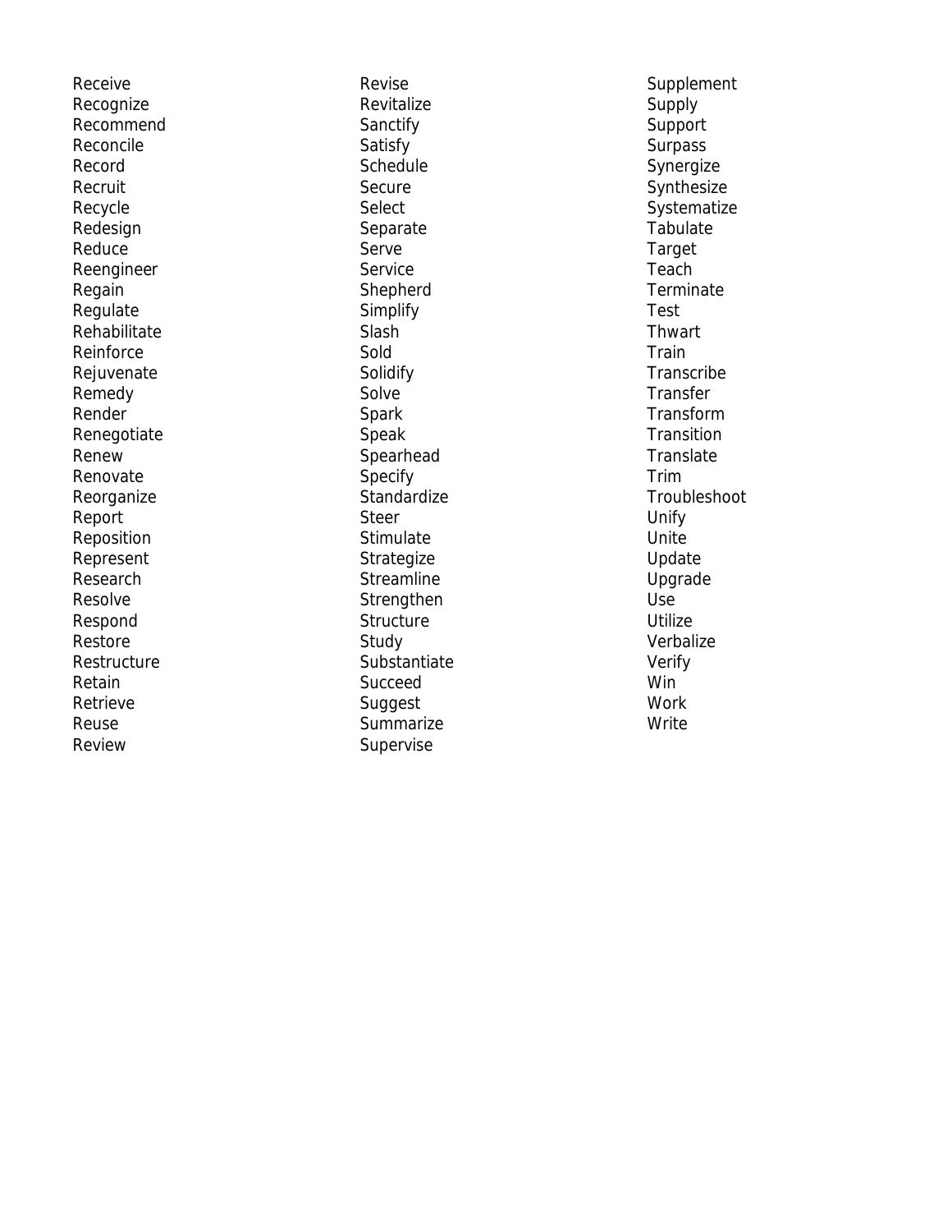Receive
Recognize
Recommend
Reconcile
Record
Recruit
Recycle
Redesign
Reduce
Reengineer
Regain
Regulate
Rehabilitate
Reinforce
Rejuvenate
Remedy
Render
Renegotiate
Renew
Renovate
Reorganize
Report
Reposition
Represent
Research
Resolve
Respond
Restore
Restructure
Retain
Retrieve
Reuse
Review

Revise
Revitalize
Sanctify
Satisfy
Schedule
Secure
Select
Separate
Serve
Service
Shepherd
Simplify
Slash
Sold
Solidify
Solve
Spark
Speak
Spearhead
Specify
Standardize
Steer
Stimulate
Strategize
Streamline
Strengthen
Structure
Study
Substantiate
Succeed
Suggest
Summarize
Supervise

Supplement
Supply
Support
Surpass
Synergize
Synthesize
Systematize
Tabulate
Target
Teach
Terminate
Test
Thwart
Train
Transcribe
Transfer
Transform
Transition
Translate
Trim
Troubleshoot
Unify
Unite
Update
Upgrade
Use
Utilize
Verbalize
Verify
Win
Work
Write